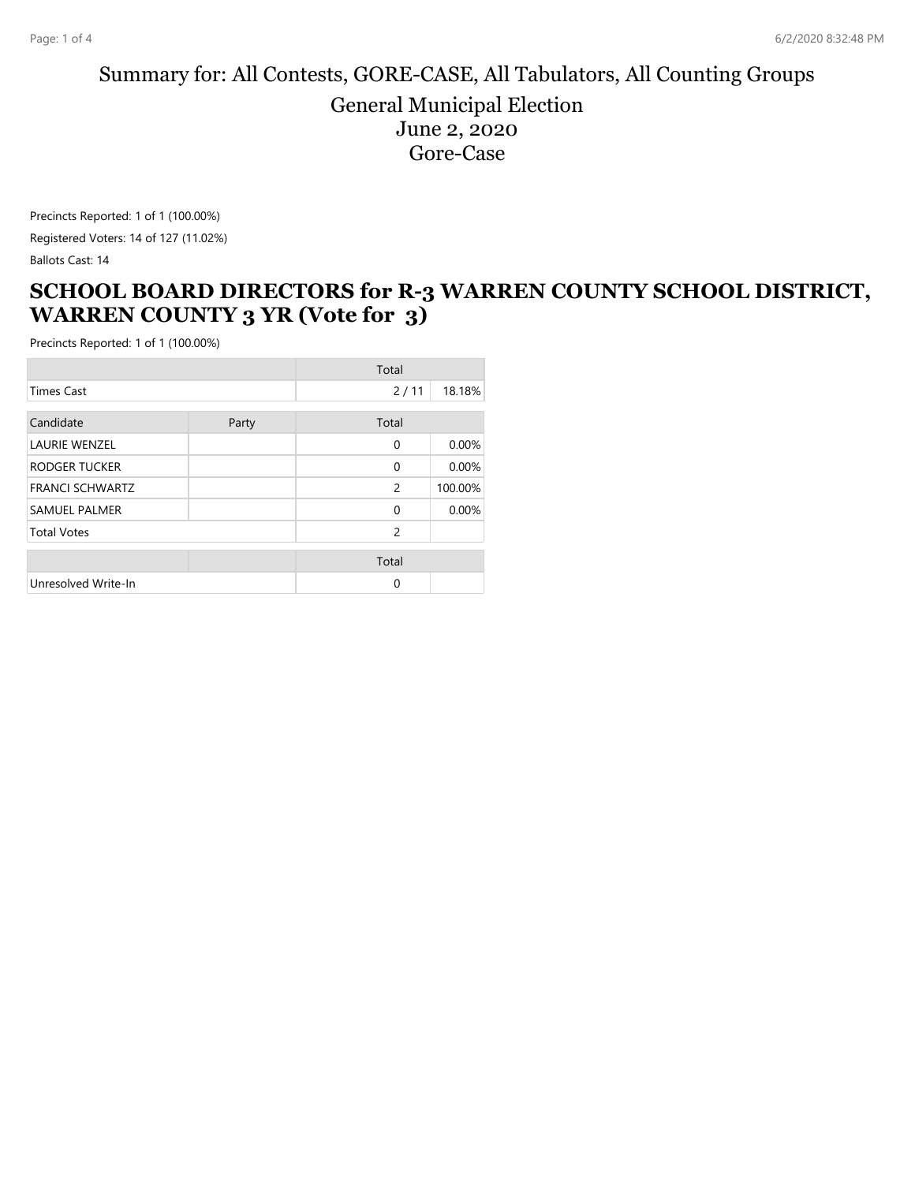# Summary for: All Contests, GORE-CASE, All Tabulators, All Counting Groups

## General Municipal Election
## June 2, 2020
## Gore-Case

Precincts Reported: 1 of 1 (100.00%)

Registered Voters: 14 of 127 (11.02%)

Ballots Cast: 14

## SCHOOL BOARD DIRECTORS for R-3 WARREN COUNTY SCHOOL DISTRICT, WARREN COUNTY 3 YR (Vote for 3)

Precincts Reported: 1 of 1 (100.00%)

| | | Total | |
|---|---|---|---|
| Times Cast | | 2 / 11 | 18.18% |
| **Candidate** | **Party** | **Total** | |
| LAURIE WENZEL | | 0 | 0.00% |
| RODGER TUCKER | | 0 | 0.00% |
| FRANCI SCHWARTZ | | 2 | 100.00% |
| SAMUEL PALMER | | 0 | 0.00% |
| Total Votes | | 2 | |
| | | **Total** | |
| Unresolved Write-In | | 0 | |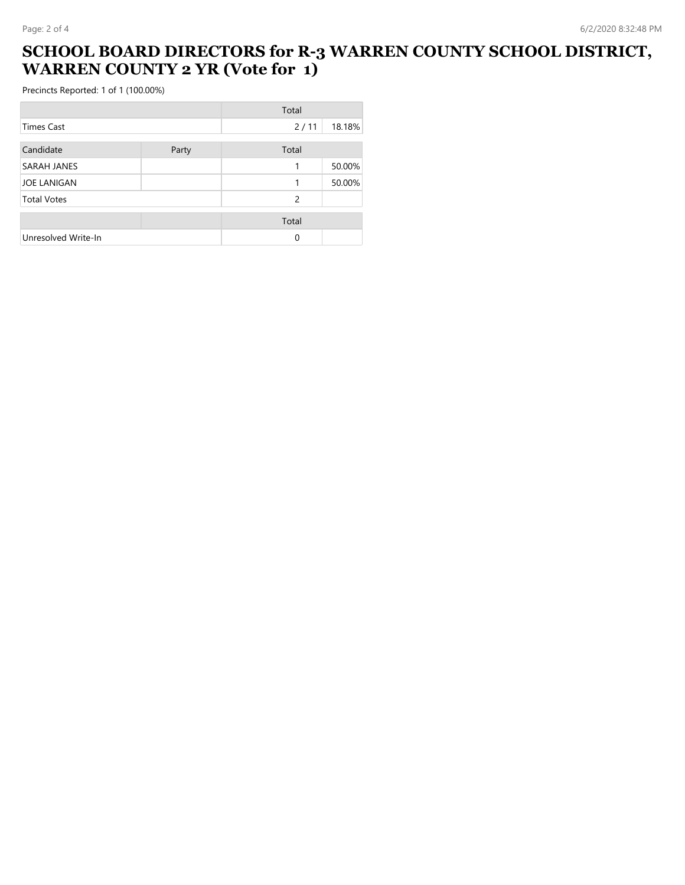# SCHOOL BOARD DIRECTORS for R-3 WARREN COUNTY SCHOOL DISTRICT, WARREN COUNTY 2 YR (Vote for 1)

Precincts Reported: 1 of 1 (100.00%)

| | | Total | |
|---|---|---|---|
| Times Cast | | 2 / 11 | 18.18% |

| Candidate | Party | Total | |
|---|---|---|---|
| SARAH JANES | | 1 | 50.00% |
| JOE LANIGAN | | 1 | 50.00% |
| Total Votes | | 2 | |

| | | Total | |
|---|---|---|---|
| Unresolved Write-In | | 0 | |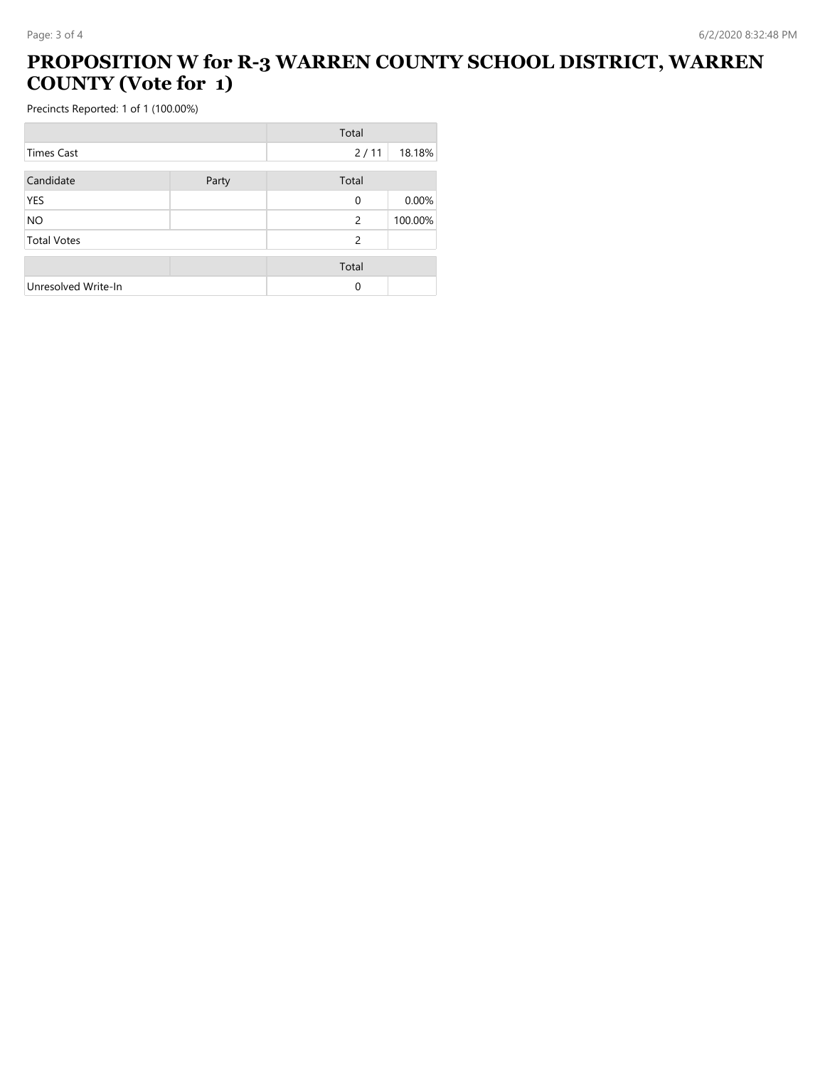# PROPOSITION W for R-3 WARREN COUNTY SCHOOL DISTRICT, WARREN COUNTY (Vote for 1)

Precincts Reported: 1 of 1 (100.00%)

| | | Total | |
|---|---|---|---|
| Times Cast | | 2 / 11 | 18.18% |

| Candidate | Party | Total | |
|---|---|---|---|
| YES | | 0 | 0.00% |
| NO | | 2 | 100.00% |
| Total Votes | | 2 | |

| | | Total | |
|---|---|---|---|
| Unresolved Write-In | | 0 | |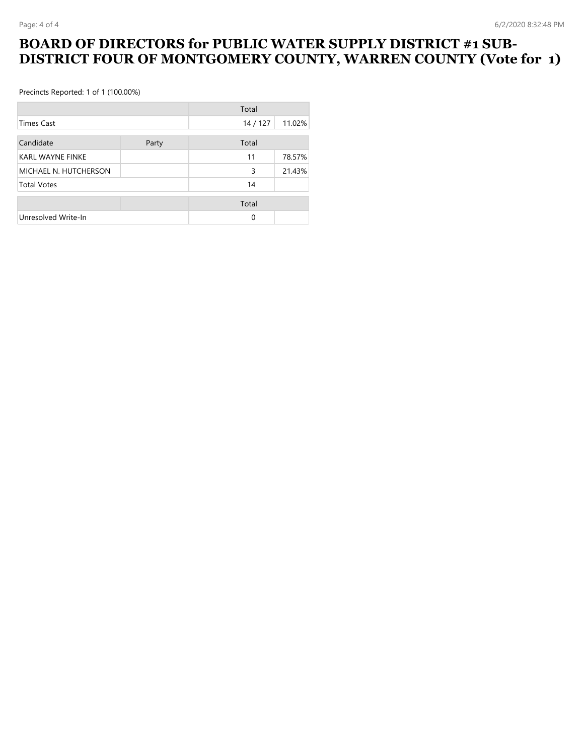# BOARD OF DIRECTORS for PUBLIC WATER SUPPLY DISTRICT #1 SUB-DISTRICT FOUR OF MONTGOMERY COUNTY, WARREN COUNTY (Vote for 1)

Precincts Reported: 1 of 1 (100.00%)

| | | Total | |
|---|---|---|---|
| Times Cast | | 14 / 127 | 11.02% |
| Candidate | Party | Total | |
| KARL WAYNE FINKE | | 11 | 78.57% |
| MICHAEL N. HUTCHERSON | | 3 | 21.43% |
| Total Votes | | 14 | |

| | | Total | |
|---|---|---|---|
| Unresolved Write-In | | 0 | |